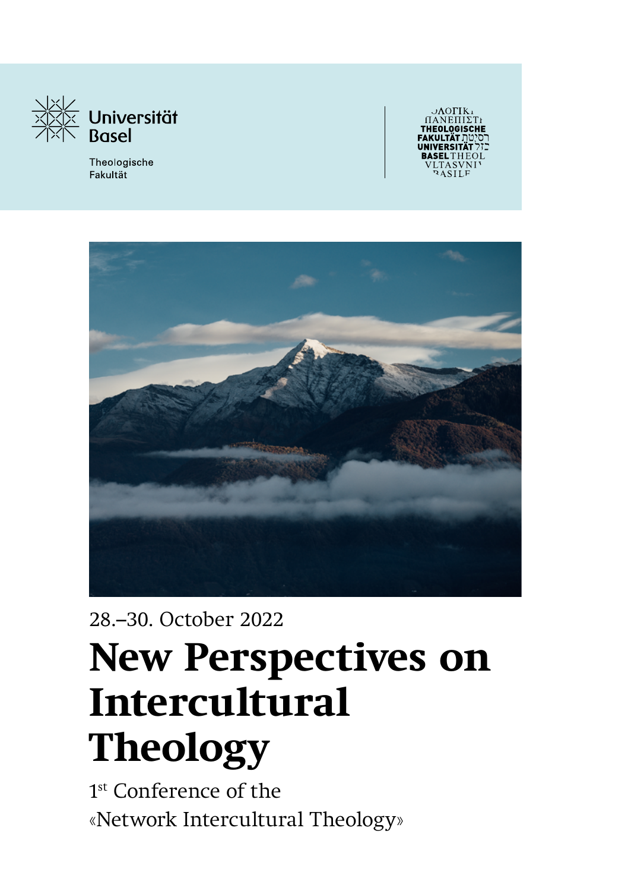Universität Basel

Theologische Fakultät

28.–30. October 2022

# New Perspectives on Intercultural Theology

1st Conference of the
«Network Intercultural Theology»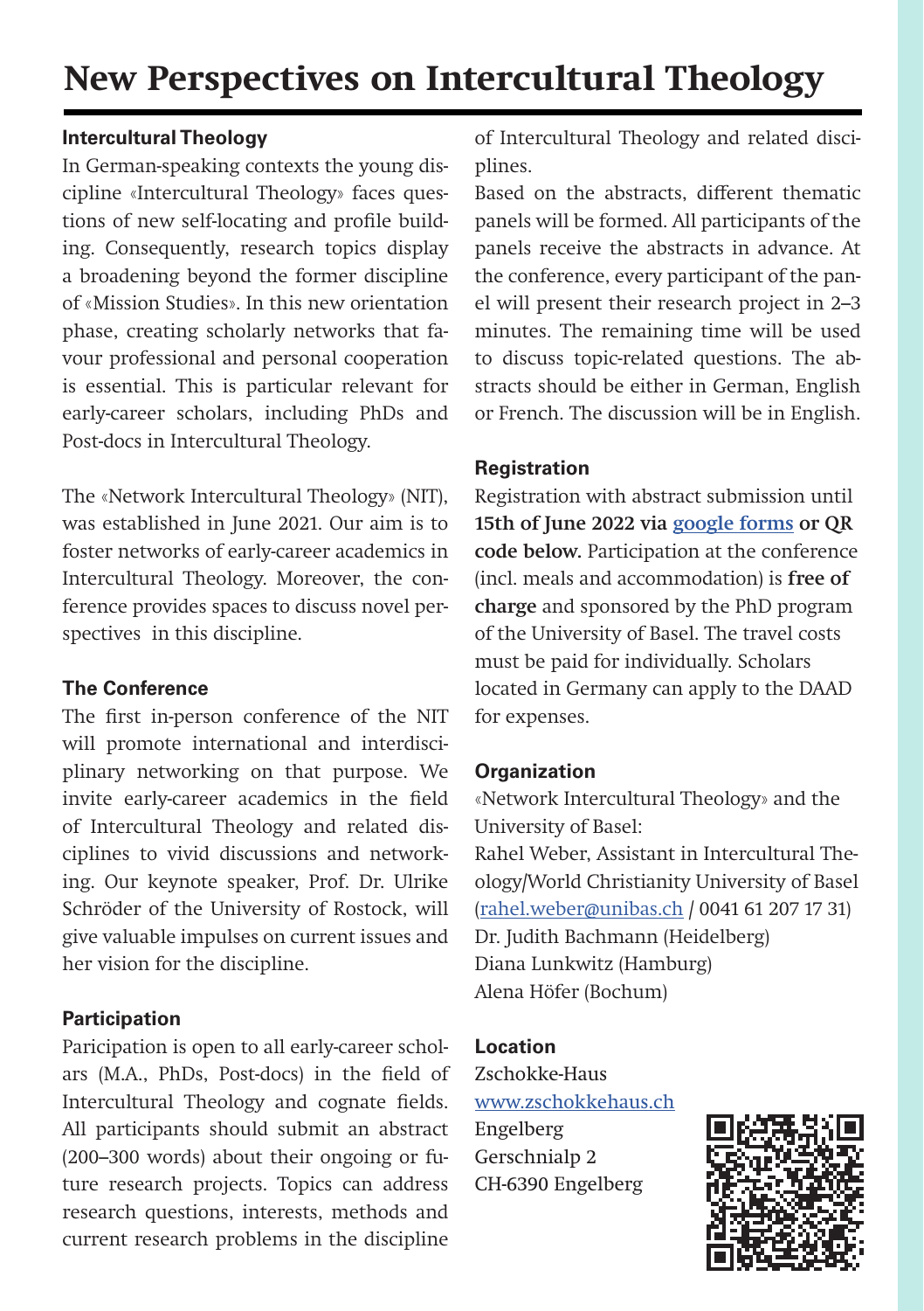# New Perspectives on Intercultural Theology

## Intercultural Theology

In German-speaking contexts the young discipline «Intercultural Theology» faces questions of new self-locating and profile building. Consequently, research topics display a broadening beyond the former discipline of «Mission Studies». In this new orientation phase, creating scholarly networks that favour professional and personal cooperation is essential. This is particular relevant for early-career scholars, including PhDs and Post-docs in Intercultural Theology.

The «Network Intercultural Theology» (NIT), was established in June 2021. Our aim is to foster networks of early-career academics in Intercultural Theology. Moreover, the conference provides spaces to discuss novel perspectives in this discipline.

## The Conference

The first in-person conference of the NIT will promote international and interdisciplinary networking on that purpose. We invite early-career academics in the field of Intercultural Theology and related disciplines to vivid discussions and networking. Our keynote speaker, Prof. Dr. Ulrike Schröder of the University of Rostock, will give valuable impulses on current issues and her vision for the discipline.

## Participation

Paricipation is open to all early-career scholars (M.A., PhDs, Post-docs) in the field of Intercultural Theology and cognate fields. All participants should submit an abstract (200–300 words) about their ongoing or future research projects. Topics can address research questions, interests, methods and current research problems in the discipline of Intercultural Theology and related disciplines.

Based on the abstracts, different thematic panels will be formed. All participants of the panels receive the abstracts in advance. At the conference, every participant of the panel will present their research project in 2–3 minutes. The remaining time will be used to discuss topic-related questions. The abstracts should be either in German, English or French. The discussion will be in English.

## Registration

Registration with abstract submission until **15th of June 2022 via google forms or QR code below.** Participation at the conference (incl. meals and accommodation) is **free of charge** and sponsored by the PhD program of the University of Basel. The travel costs must be paid for individually. Scholars located in Germany can apply to the DAAD for expenses.

## Organization

«Network Intercultural Theology» and the University of Basel:

Rahel Weber, Assistant in Intercultural Theology/World Christianity University of Basel (rahel.weber@unibas.ch / 0041 61 207 17 31)
Dr. Judith Bachmann (Heidelberg)
Diana Lunkwitz (Hamburg)
Alena Höfer (Bochum)

## Location

Zschokke-Haus
www.zschokkehaus.ch
Engelberg
Gerschnialp 2
CH-6390 Engelberg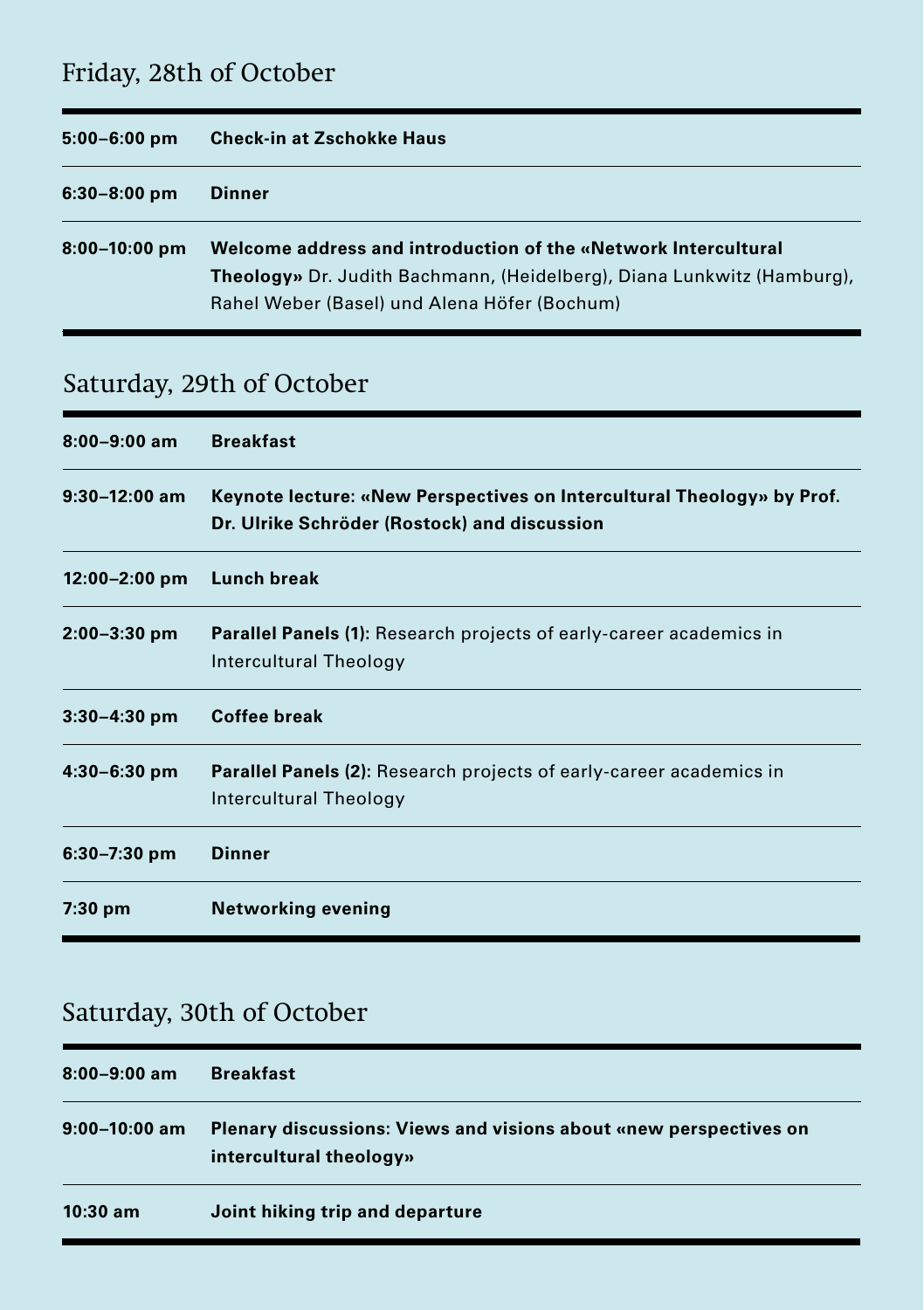## Friday, 28th of October

| | |
|---|---|
| **5:00–6:00 pm** | **Check-in at Zschokke Haus** |
| **6:30–8:00 pm** | **Dinner** |
| **8:00–10:00 pm** | **Welcome address and introduction of the «Network Intercultural Theology»** Dr. Judith Bachmann, (Heidelberg), Diana Lunkwitz (Hamburg), Rahel Weber (Basel) und Alena Höfer (Bochum) |

## Saturday, 29th of October

| | |
|---|---|
| **8:00–9:00 am** | **Breakfast** |
| **9:30–12:00 am** | **Keynote lecture: «New Perspectives on Intercultural Theology» by Prof. Dr. Ulrike Schröder (Rostock) and discussion** |
| **12:00–2:00 pm** | **Lunch break** |
| **2:00–3:30 pm** | **Parallel Panels (1):** Research projects of early-career academics in Intercultural Theology |
| **3:30–4:30 pm** | **Coffee break** |
| **4:30–6:30 pm** | **Parallel Panels (2):** Research projects of early-career academics in Intercultural Theology |
| **6:30–7:30 pm** | **Dinner** |
| **7:30 pm** | **Networking evening** |

## Saturday, 30th of October

| | |
|---|---|
| **8:00–9:00 am** | **Breakfast** |
| **9:00–10:00 am** | **Plenary discussions: Views and visions about «new perspectives on intercultural theology»** |
| **10:30 am** | **Joint hiking trip and departure** |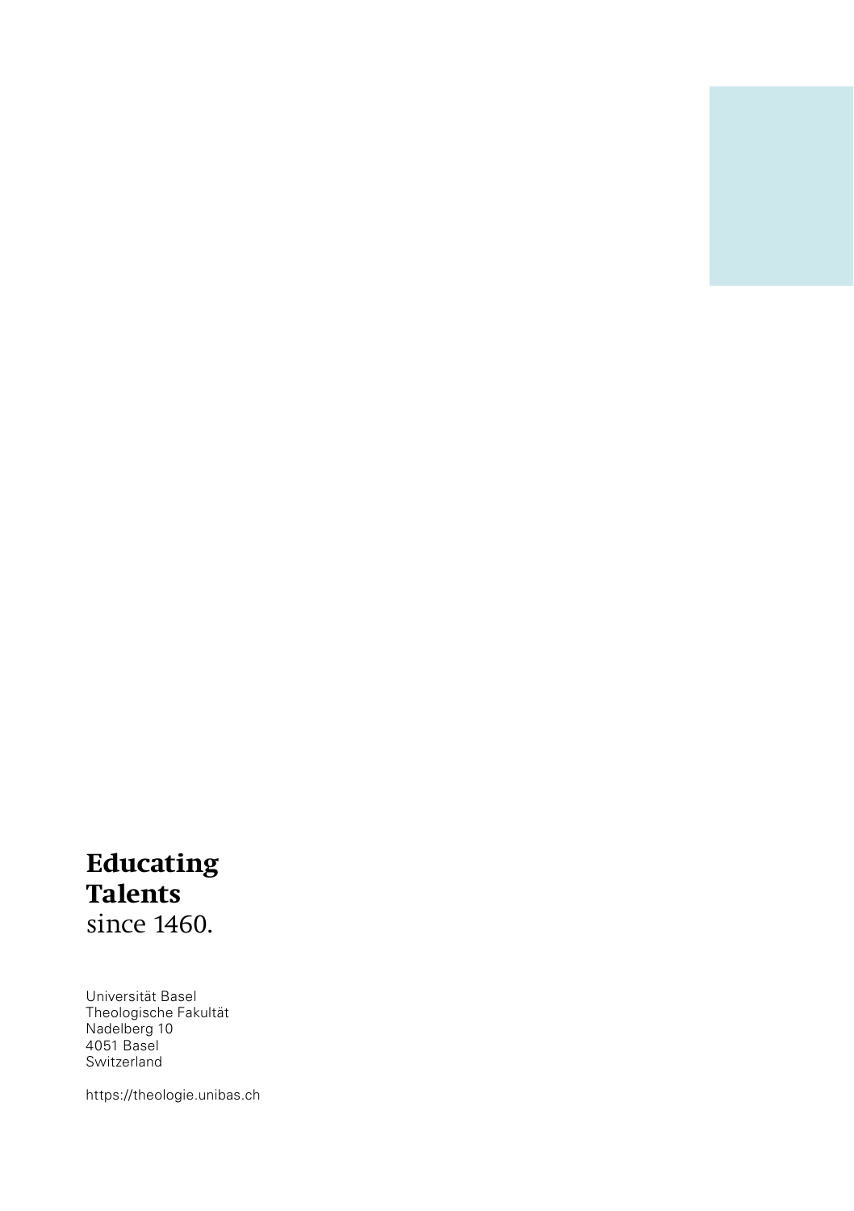**Educating**
**Talents**
since 1460.

Universität Basel
Theologische Fakultät
Nadelberg 10
4051 Basel
Switzerland

https://theologie.unibas.ch